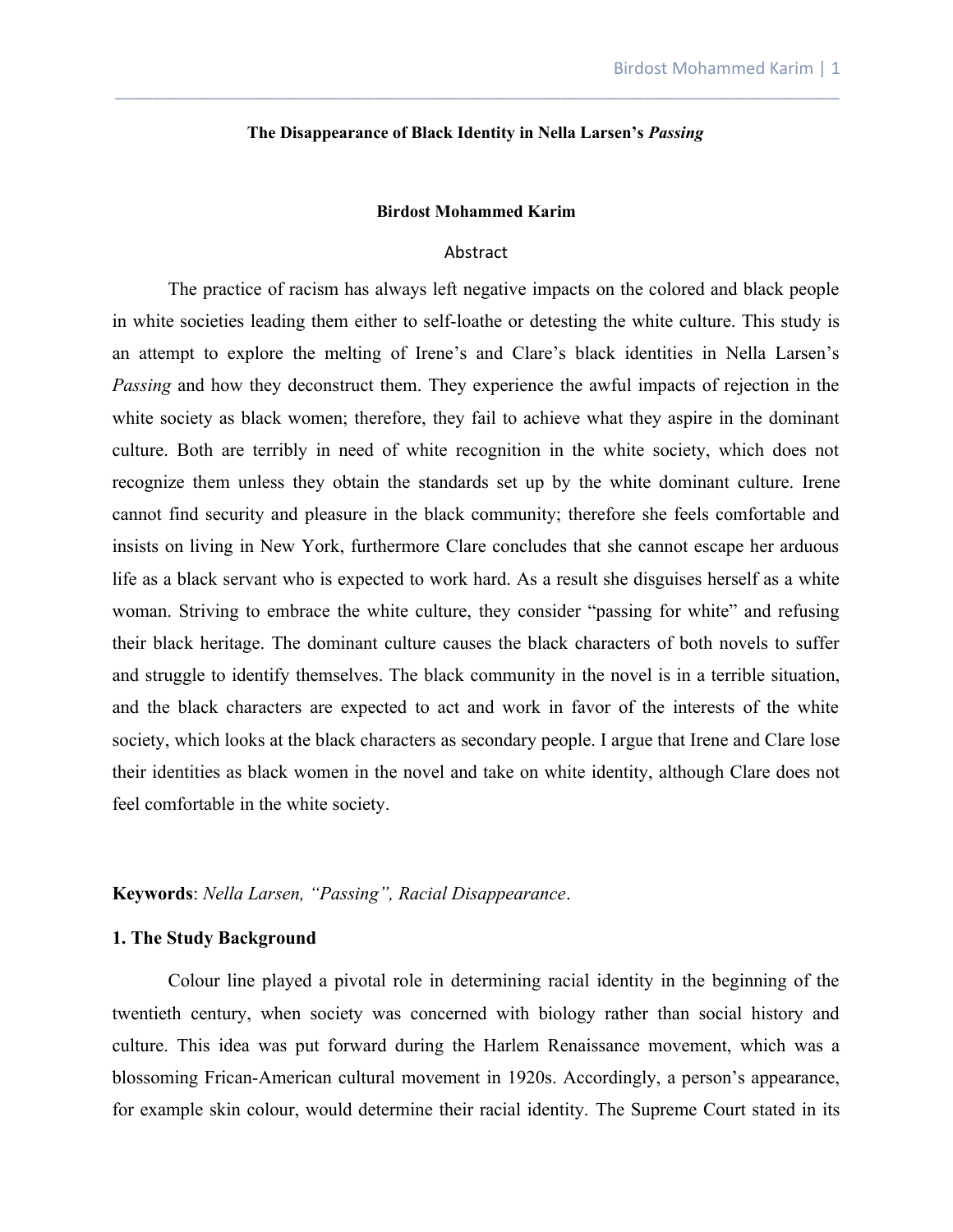# The Disappearance of Black Identity in Nella Larsen's *Passing*

**Birdost Mohammed Karim**

## Abstract

The practice of racism has always left negative impacts on the colored and black people in white societies leading them either to self-loathe or detesting the white culture. This study is an attempt to explore the melting of Irene's and Clare's black identities in Nella Larsen's *Passing* and how they deconstruct them. They experience the awful impacts of rejection in the white society as black women; therefore, they fail to achieve what they aspire in the dominant culture. Both are terribly in need of white recognition in the white society, which does not recognize them unless they obtain the standards set up by the white dominant culture. Irene cannot find security and pleasure in the black community; therefore she feels comfortable and insists on living in New York, furthermore Clare concludes that she cannot escape her arduous life as a black servant who is expected to work hard. As a result she disguises herself as a white woman. Striving to embrace the white culture, they consider "passing for white" and refusing their black heritage. The dominant culture causes the black characters of both novels to suffer and struggle to identify themselves. The black community in the novel is in a terrible situation, and the black characters are expected to act and work in favor of the interests of the white society, which looks at the black characters as secondary people. I argue that Irene and Clare lose their identities as black women in the novel and take on white identity, although Clare does not feel comfortable in the white society.

**Keywords**: *Nella Larsen, "Passing", Racial Disappearance*.

## 1. The Study Background

Colour line played a pivotal role in determining racial identity in the beginning of the twentieth century, when society was concerned with biology rather than social history and culture. This idea was put forward during the Harlem Renaissance movement, which was a blossoming Frican-American cultural movement in 1920s. Accordingly, a person's appearance, for example skin colour, would determine their racial identity. The Supreme Court stated in its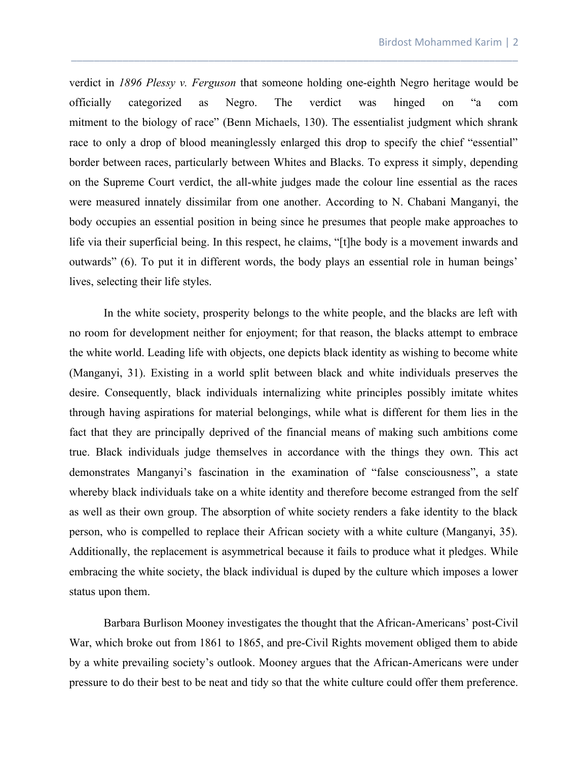verdict in *1896 Plessy v. Ferguson* that someone holding one-eighth Negro heritage would be officially categorized as Negro. The verdict was hinged on "a com mitment to the biology of race" (Benn Michaels, 130). The essentialist judgment which shrank race to only a drop of blood meaninglessly enlarged this drop to specify the chief "essential" border between races, particularly between Whites and Blacks. To express it simply, depending on the Supreme Court verdict, the all-white judges made the colour line essential as the races were measured innately dissimilar from one another. According to N. Chabani Manganyi, the body occupies an essential position in being since he presumes that people make approaches to life via their superficial being. In this respect, he claims, "[t]he body is a movement inwards and outwards" (6). To put it in different words, the body plays an essential role in human beings' lives, selecting their life styles.

In the white society, prosperity belongs to the white people, and the blacks are left with no room for development neither for enjoyment; for that reason, the blacks attempt to embrace the white world. Leading life with objects, one depicts black identity as wishing to become white (Manganyi, 31). Existing in a world split between black and white individuals preserves the desire. Consequently, black individuals internalizing white principles possibly imitate whites through having aspirations for material belongings, while what is different for them lies in the fact that they are principally deprived of the financial means of making such ambitions come true. Black individuals judge themselves in accordance with the things they own. This act demonstrates Manganyi's fascination in the examination of "false consciousness", a state whereby black individuals take on a white identity and therefore become estranged from the self as well as their own group. The absorption of white society renders a fake identity to the black person, who is compelled to replace their African society with a white culture (Manganyi, 35). Additionally, the replacement is asymmetrical because it fails to produce what it pledges. While embracing the white society, the black individual is duped by the culture which imposes a lower status upon them.

Barbara Burlison Mooney investigates the thought that the African-Americans' post-Civil War, which broke out from 1861 to 1865, and pre-Civil Rights movement obliged them to abide by a white prevailing society's outlook. Mooney argues that the African-Americans were under pressure to do their best to be neat and tidy so that the white culture could offer them preference.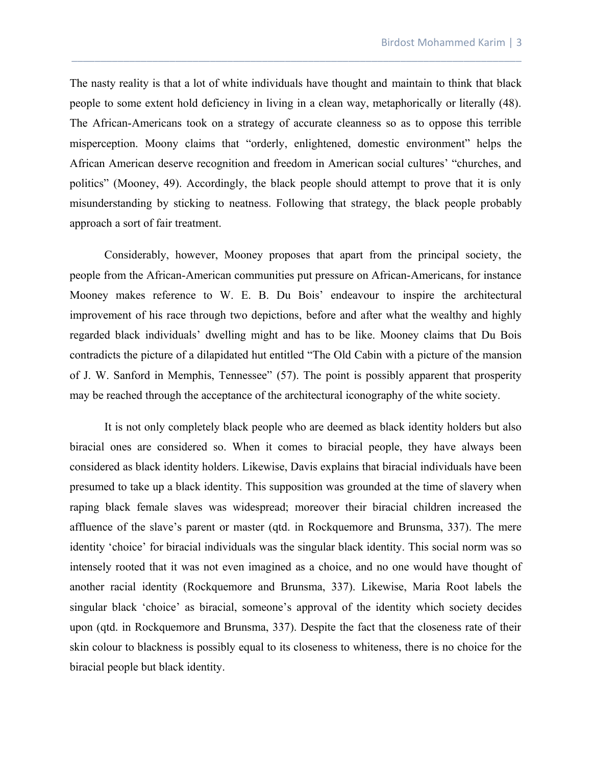The nasty reality is that a lot of white individuals have thought and maintain to think that black people to some extent hold deficiency in living in a clean way, metaphorically or literally (48). The African-Americans took on a strategy of accurate cleanness so as to oppose this terrible misperception. Moony claims that "orderly, enlightened, domestic environment" helps the African American deserve recognition and freedom in American social cultures' "churches, and politics" (Mooney, 49). Accordingly, the black people should attempt to prove that it is only misunderstanding by sticking to neatness. Following that strategy, the black people probably approach a sort of fair treatment.

Considerably, however, Mooney proposes that apart from the principal society, the people from the African-American communities put pressure on African-Americans, for instance Mooney makes reference to W. E. B. Du Bois' endeavour to inspire the architectural improvement of his race through two depictions, before and after what the wealthy and highly regarded black individuals' dwelling might and has to be like. Mooney claims that Du Bois contradicts the picture of a dilapidated hut entitled "The Old Cabin with a picture of the mansion of J. W. Sanford in Memphis, Tennessee" (57). The point is possibly apparent that prosperity may be reached through the acceptance of the architectural iconography of the white society.

It is not only completely black people who are deemed as black identity holders but also biracial ones are considered so. When it comes to biracial people, they have always been considered as black identity holders. Likewise, Davis explains that biracial individuals have been presumed to take up a black identity. This supposition was grounded at the time of slavery when raping black female slaves was widespread; moreover their biracial children increased the affluence of the slave's parent or master (qtd. in Rockquemore and Brunsma, 337). The mere identity 'choice' for biracial individuals was the singular black identity. This social norm was so intensely rooted that it was not even imagined as a choice, and no one would have thought of another racial identity (Rockquemore and Brunsma, 337). Likewise, Maria Root labels the singular black 'choice' as biracial, someone's approval of the identity which society decides upon (qtd. in Rockquemore and Brunsma, 337). Despite the fact that the closeness rate of their skin colour to blackness is possibly equal to its closeness to whiteness, there is no choice for the biracial people but black identity.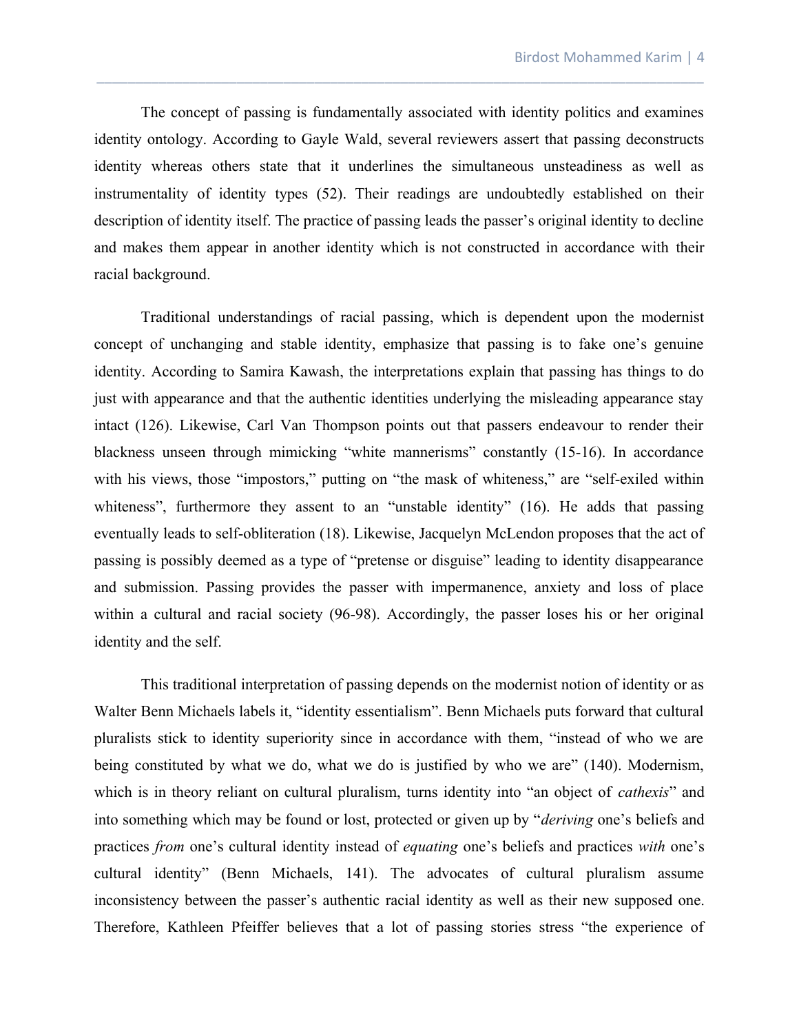The concept of passing is fundamentally associated with identity politics and examines identity ontology. According to Gayle Wald, several reviewers assert that passing deconstructs identity whereas others state that it underlines the simultaneous unsteadiness as well as instrumentality of identity types (52). Their readings are undoubtedly established on their description of identity itself. The practice of passing leads the passer's original identity to decline and makes them appear in another identity which is not constructed in accordance with their racial background.

Traditional understandings of racial passing, which is dependent upon the modernist concept of unchanging and stable identity, emphasize that passing is to fake one's genuine identity. According to Samira Kawash, the interpretations explain that passing has things to do just with appearance and that the authentic identities underlying the misleading appearance stay intact (126). Likewise, Carl Van Thompson points out that passers endeavour to render their blackness unseen through mimicking "white mannerisms" constantly (15-16). In accordance with his views, those "impostors," putting on "the mask of whiteness," are "self-exiled within whiteness", furthermore they assent to an "unstable identity" (16). He adds that passing eventually leads to self-obliteration (18). Likewise, Jacquelyn McLendon proposes that the act of passing is possibly deemed as a type of "pretense or disguise" leading to identity disappearance and submission. Passing provides the passer with impermanence, anxiety and loss of place within a cultural and racial society (96-98). Accordingly, the passer loses his or her original identity and the self.

This traditional interpretation of passing depends on the modernist notion of identity or as Walter Benn Michaels labels it, "identity essentialism". Benn Michaels puts forward that cultural pluralists stick to identity superiority since in accordance with them, "instead of who we are being constituted by what we do, what we do is justified by who we are" (140). Modernism, which is in theory reliant on cultural pluralism, turns identity into "an object of *cathexis*" and into something which may be found or lost, protected or given up by "*deriving* one's beliefs and practices *from* one's cultural identity instead of *equating* one's beliefs and practices *with* one's cultural identity" (Benn Michaels, 141). The advocates of cultural pluralism assume inconsistency between the passer's authentic racial identity as well as their new supposed one. Therefore, Kathleen Pfeiffer believes that a lot of passing stories stress "the experience of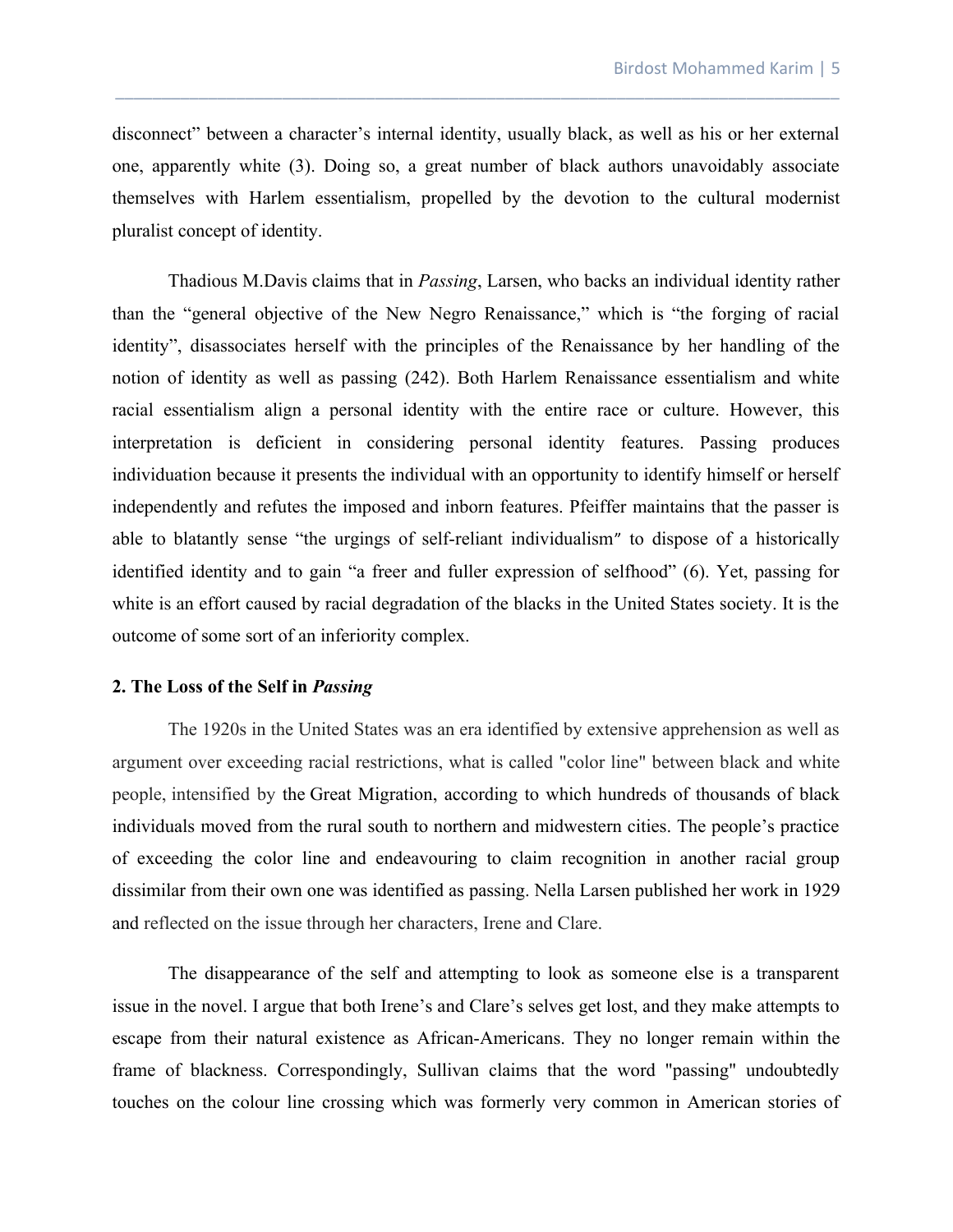disconnect" between a character's internal identity, usually black, as well as his or her external one, apparently white (3). Doing so, a great number of black authors unavoidably associate themselves with Harlem essentialism, propelled by the devotion to the cultural modernist pluralist concept of identity.

Thadious M.Davis claims that in *Passing*, Larsen, who backs an individual identity rather than the "general objective of the New Negro Renaissance," which is "the forging of racial identity", disassociates herself with the principles of the Renaissance by her handling of the notion of identity as well as passing (242). Both Harlem Renaissance essentialism and white racial essentialism align a personal identity with the entire race or culture. However, this interpretation is deficient in considering personal identity features. Passing produces individuation because it presents the individual with an opportunity to identify himself or herself independently and refutes the imposed and inborn features. Pfeiffer maintains that the passer is able to blatantly sense "the urgings of self-reliant individualism" to dispose of a historically identified identity and to gain "a freer and fuller expression of selfhood" (6). Yet, passing for white is an effort caused by racial degradation of the blacks in the United States society. It is the outcome of some sort of an inferiority complex.

**2. The Loss of the Self in *Passing***

The 1920s in the United States was an era identified by extensive apprehension as well as argument over exceeding racial restrictions, what is called "color line" between black and white people, intensified by the Great Migration, according to which hundreds of thousands of black individuals moved from the rural south to northern and midwestern cities. The people's practice of exceeding the color line and endeavouring to claim recognition in another racial group dissimilar from their own one was identified as passing. Nella Larsen published her work in 1929 and reflected on the issue through her characters, Irene and Clare.

The disappearance of the self and attempting to look as someone else is a transparent issue in the novel. I argue that both Irene's and Clare's selves get lost, and they make attempts to escape from their natural existence as African-Americans. They no longer remain within the frame of blackness. Correspondingly, Sullivan claims that the word "passing" undoubtedly touches on the colour line crossing which was formerly very common in American stories of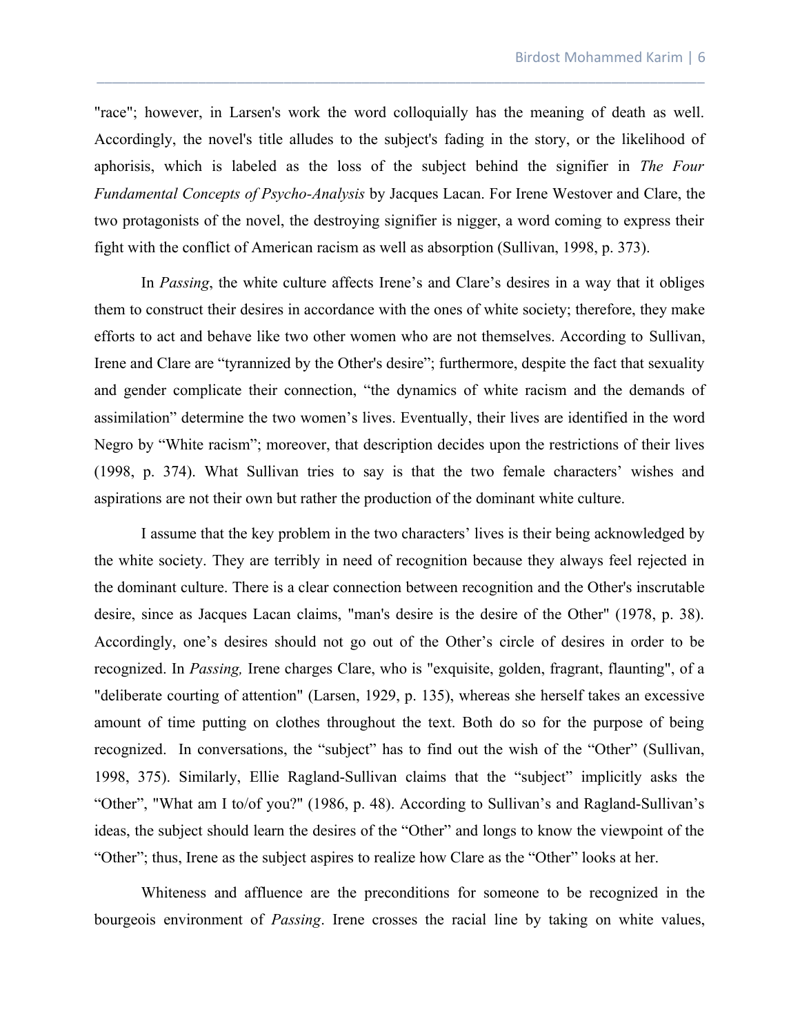"race"; however, in Larsen's work the word colloquially has the meaning of death as well. Accordingly, the novel's title alludes to the subject's fading in the story, or the likelihood of aphorisis, which is labeled as the loss of the subject behind the signifier in *The Four Fundamental Concepts of Psycho-Analysis* by Jacques Lacan. For Irene Westover and Clare, the two protagonists of the novel, the destroying signifier is nigger, a word coming to express their fight with the conflict of American racism as well as absorption (Sullivan, 1998, p. 373).

In *Passing*, the white culture affects Irene's and Clare's desires in a way that it obliges them to construct their desires in accordance with the ones of white society; therefore, they make efforts to act and behave like two other women who are not themselves. According to Sullivan, Irene and Clare are "tyrannized by the Other's desire"; furthermore, despite the fact that sexuality and gender complicate their connection, "the dynamics of white racism and the demands of assimilation" determine the two women's lives. Eventually, their lives are identified in the word Negro by "White racism"; moreover, that description decides upon the restrictions of their lives (1998, p. 374). What Sullivan tries to say is that the two female characters' wishes and aspirations are not their own but rather the production of the dominant white culture.

I assume that the key problem in the two characters' lives is their being acknowledged by the white society. They are terribly in need of recognition because they always feel rejected in the dominant culture. There is a clear connection between recognition and the Other's inscrutable desire, since as Jacques Lacan claims, "man's desire is the desire of the Other" (1978, p. 38). Accordingly, one's desires should not go out of the Other's circle of desires in order to be recognized. In *Passing,* Irene charges Clare, who is "exquisite, golden, fragrant, flaunting", of a "deliberate courting of attention" (Larsen, 1929, p. 135), whereas she herself takes an excessive amount of time putting on clothes throughout the text. Both do so for the purpose of being recognized. In conversations, the "subject" has to find out the wish of the "Other" (Sullivan, 1998, 375). Similarly, Ellie Ragland-Sullivan claims that the "subject" implicitly asks the "Other", "What am I to/of you?" (1986, p. 48). According to Sullivan's and Ragland-Sullivan's ideas, the subject should learn the desires of the "Other" and longs to know the viewpoint of the "Other"; thus, Irene as the subject aspires to realize how Clare as the "Other" looks at her.

Whiteness and affluence are the preconditions for someone to be recognized in the bourgeois environment of *Passing*. Irene crosses the racial line by taking on white values,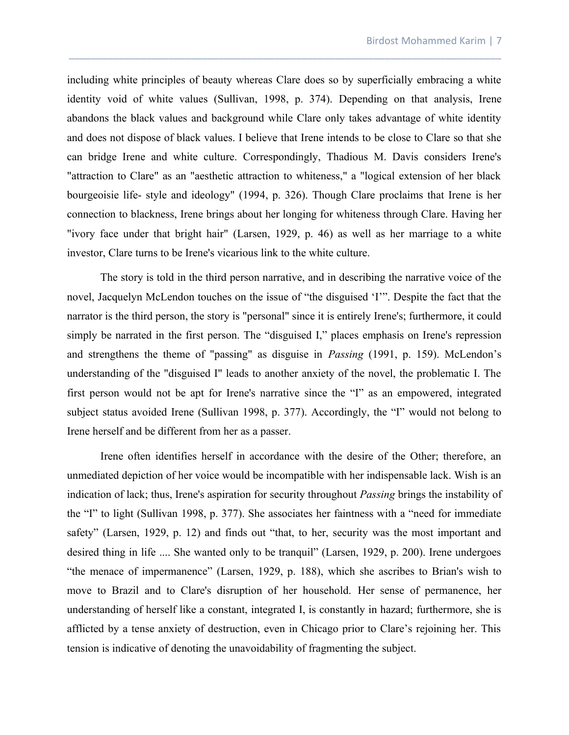including white principles of beauty whereas Clare does so by superficially embracing a white identity void of white values (Sullivan, 1998, p. 374). Depending on that analysis, Irene abandons the black values and background while Clare only takes advantage of white identity and does not dispose of black values. I believe that Irene intends to be close to Clare so that she can bridge Irene and white culture. Correspondingly, Thadious M. Davis considers Irene's "attraction to Clare" as an "aesthetic attraction to whiteness," a "logical extension of her black bourgeoisie life- style and ideology" (1994, p. 326). Though Clare proclaims that Irene is her connection to blackness, Irene brings about her longing for whiteness through Clare. Having her "ivory face under that bright hair" (Larsen, 1929, p. 46) as well as her marriage to a white investor, Clare turns to be Irene's vicarious link to the white culture.

The story is told in the third person narrative, and in describing the narrative voice of the novel, Jacquelyn McLendon touches on the issue of "the disguised 'I'". Despite the fact that the narrator is the third person, the story is "personal" since it is entirely Irene's; furthermore, it could simply be narrated in the first person. The "disguised I," places emphasis on Irene's repression and strengthens the theme of "passing" as disguise in *Passing* (1991, p. 159). McLendon's understanding of the "disguised I" leads to another anxiety of the novel, the problematic I. The first person would not be apt for Irene's narrative since the "I" as an empowered, integrated subject status avoided Irene (Sullivan 1998, p. 377). Accordingly, the "I" would not belong to Irene herself and be different from her as a passer.

Irene often identifies herself in accordance with the desire of the Other; therefore, an unmediated depiction of her voice would be incompatible with her indispensable lack. Wish is an indication of lack; thus, Irene's aspiration for security throughout *Passing* brings the instability of the "I" to light (Sullivan 1998, p. 377). She associates her faintness with a "need for immediate safety" (Larsen, 1929, p. 12) and finds out "that, to her, security was the most important and desired thing in life .... She wanted only to be tranquil" (Larsen, 1929, p. 200). Irene undergoes "the menace of impermanence" (Larsen, 1929, p. 188), which she ascribes to Brian's wish to move to Brazil and to Clare's disruption of her household. Her sense of permanence, her understanding of herself like a constant, integrated I, is constantly in hazard; furthermore, she is afflicted by a tense anxiety of destruction, even in Chicago prior to Clare's rejoining her. This tension is indicative of denoting the unavoidability of fragmenting the subject.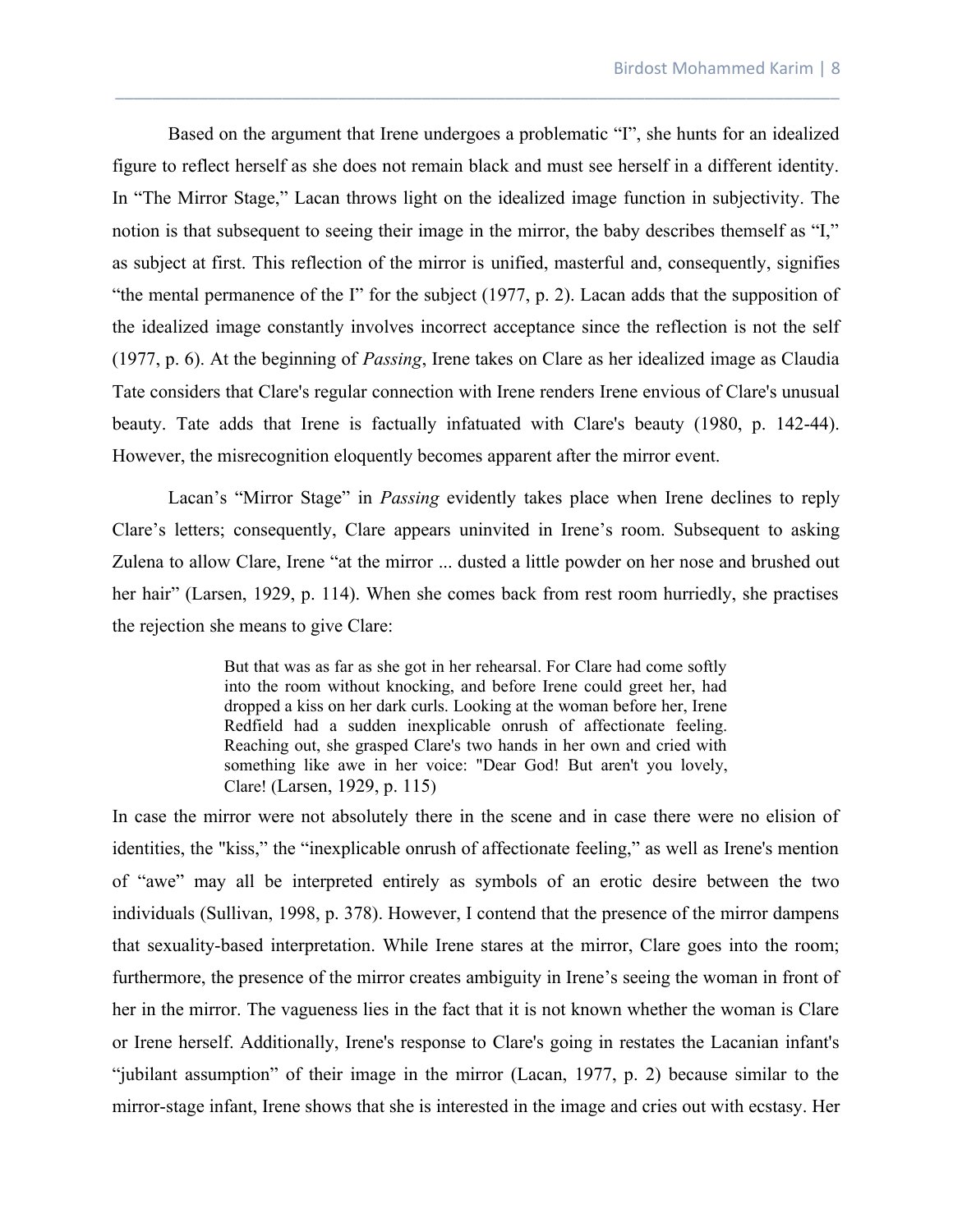Based on the argument that Irene undergoes a problematic "I", she hunts for an idealized figure to reflect herself as she does not remain black and must see herself in a different identity. In "The Mirror Stage," Lacan throws light on the idealized image function in subjectivity. The notion is that subsequent to seeing their image in the mirror, the baby describes themself as "I," as subject at first. This reflection of the mirror is unified, masterful and, consequently, signifies "the mental permanence of the I" for the subject (1977, p. 2). Lacan adds that the supposition of the idealized image constantly involves incorrect acceptance since the reflection is not the self (1977, p. 6). At the beginning of *Passing*, Irene takes on Clare as her idealized image as Claudia Tate considers that Clare's regular connection with Irene renders Irene envious of Clare's unusual beauty. Tate adds that Irene is factually infatuated with Clare's beauty (1980, p. 142-44). However, the misrecognition eloquently becomes apparent after the mirror event.

Lacan's "Mirror Stage" in *Passing* evidently takes place when Irene declines to reply Clare's letters; consequently, Clare appears uninvited in Irene's room. Subsequent to asking Zulena to allow Clare, Irene "at the mirror ... dusted a little powder on her nose and brushed out her hair" (Larsen, 1929, p. 114). When she comes back from rest room hurriedly, she practises the rejection she means to give Clare:

> But that was as far as she got in her rehearsal. For Clare had come softly into the room without knocking, and before Irene could greet her, had dropped a kiss on her dark curls. Looking at the woman before her, Irene Redfield had a sudden inexplicable onrush of affectionate feeling. Reaching out, she grasped Clare's two hands in her own and cried with something like awe in her voice: "Dear God! But aren't you lovely, Clare! (Larsen, 1929, p. 115)

In case the mirror were not absolutely there in the scene and in case there were no elision of identities, the "kiss," the "inexplicable onrush of affectionate feeling," as well as Irene's mention of "awe" may all be interpreted entirely as symbols of an erotic desire between the two individuals (Sullivan, 1998, p. 378). However, I contend that the presence of the mirror dampens that sexuality-based interpretation. While Irene stares at the mirror, Clare goes into the room; furthermore, the presence of the mirror creates ambiguity in Irene's seeing the woman in front of her in the mirror. The vagueness lies in the fact that it is not known whether the woman is Clare or Irene herself. Additionally, Irene's response to Clare's going in restates the Lacanian infant's "jubilant assumption" of their image in the mirror (Lacan, 1977, p. 2) because similar to the mirror-stage infant, Irene shows that she is interested in the image and cries out with ecstasy. Her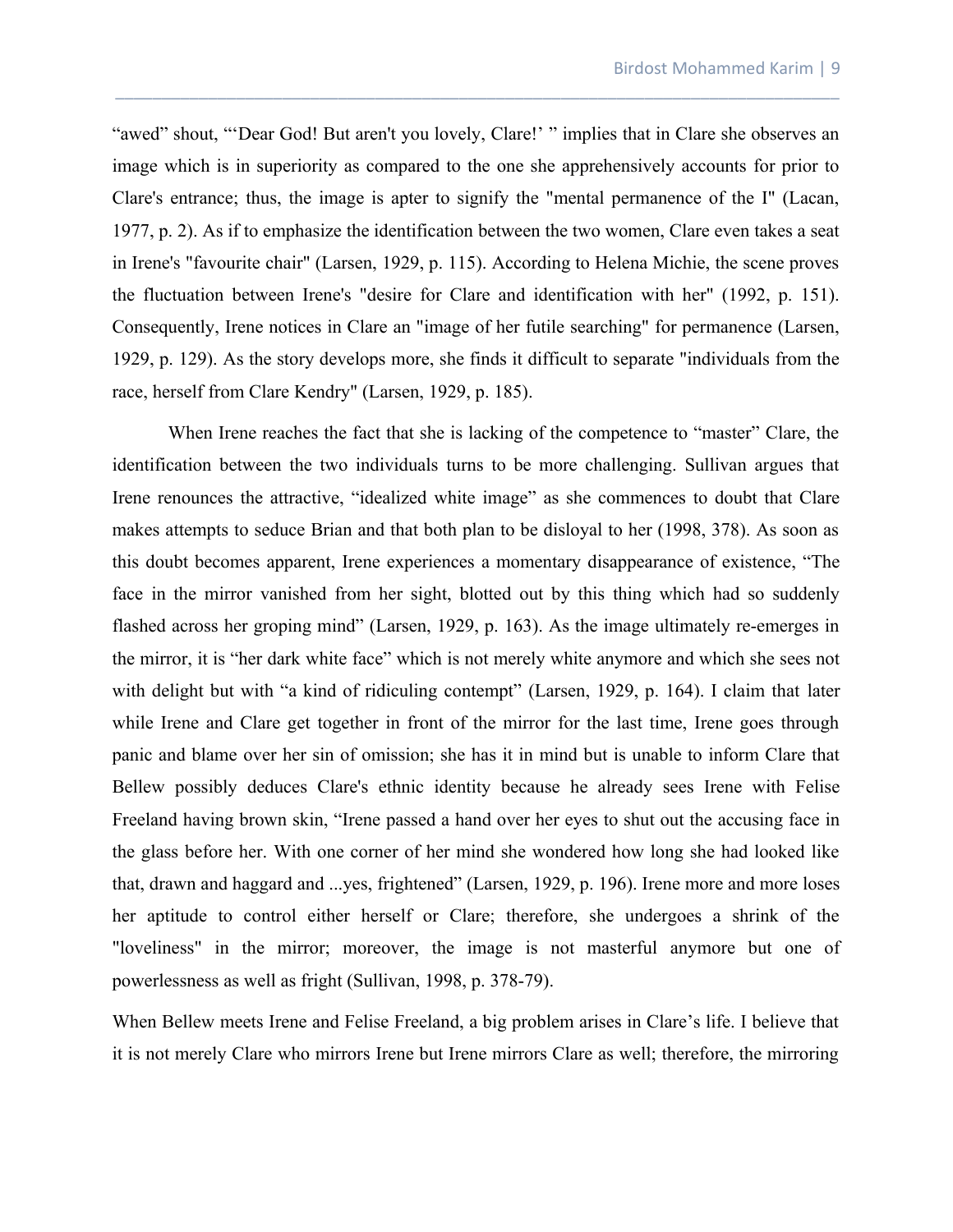“awed” shout, “‘Dear God! But aren't you lovely, Clare!’ ” implies that in Clare she observes an image which is in superiority as compared to the one she apprehensively accounts for prior to Clare's entrance; thus, the image is apter to signify the "mental permanence of the I" (Lacan, 1977, p. 2). As if to emphasize the identification between the two women, Clare even takes a seat in Irene's "favourite chair" (Larsen, 1929, p. 115). According to Helena Michie, the scene proves the fluctuation between Irene's "desire for Clare and identification with her" (1992, p. 151). Consequently, Irene notices in Clare an "image of her futile searching" for permanence (Larsen, 1929, p. 129). As the story develops more, she finds it difficult to separate "individuals from the race, herself from Clare Kendry" (Larsen, 1929, p. 185).

When Irene reaches the fact that she is lacking of the competence to “master” Clare, the identification between the two individuals turns to be more challenging. Sullivan argues that Irene renounces the attractive, “idealized white image” as she commences to doubt that Clare makes attempts to seduce Brian and that both plan to be disloyal to her (1998, 378). As soon as this doubt becomes apparent, Irene experiences a momentary disappearance of existence, “The face in the mirror vanished from her sight, blotted out by this thing which had so suddenly flashed across her groping mind” (Larsen, 1929, p. 163). As the image ultimately re-emerges in the mirror, it is “her dark white face” which is not merely white anymore and which she sees not with delight but with “a kind of ridiculing contempt” (Larsen, 1929, p. 164). I claim that later while Irene and Clare get together in front of the mirror for the last time, Irene goes through panic and blame over her sin of omission; she has it in mind but is unable to inform Clare that Bellew possibly deduces Clare's ethnic identity because he already sees Irene with Felise Freeland having brown skin, “Irene passed a hand over her eyes to shut out the accusing face in the glass before her. With one corner of her mind she wondered how long she had looked like that, drawn and haggard and ...yes, frightened” (Larsen, 1929, p. 196). Irene more and more loses her aptitude to control either herself or Clare; therefore, she undergoes a shrink of the "loveliness" in the mirror; moreover, the image is not masterful anymore but one of powerlessness as well as fright (Sullivan, 1998, p. 378-79).

When Bellew meets Irene and Felise Freeland, a big problem arises in Clare’s life. I believe that it is not merely Clare who mirrors Irene but Irene mirrors Clare as well; therefore, the mirroring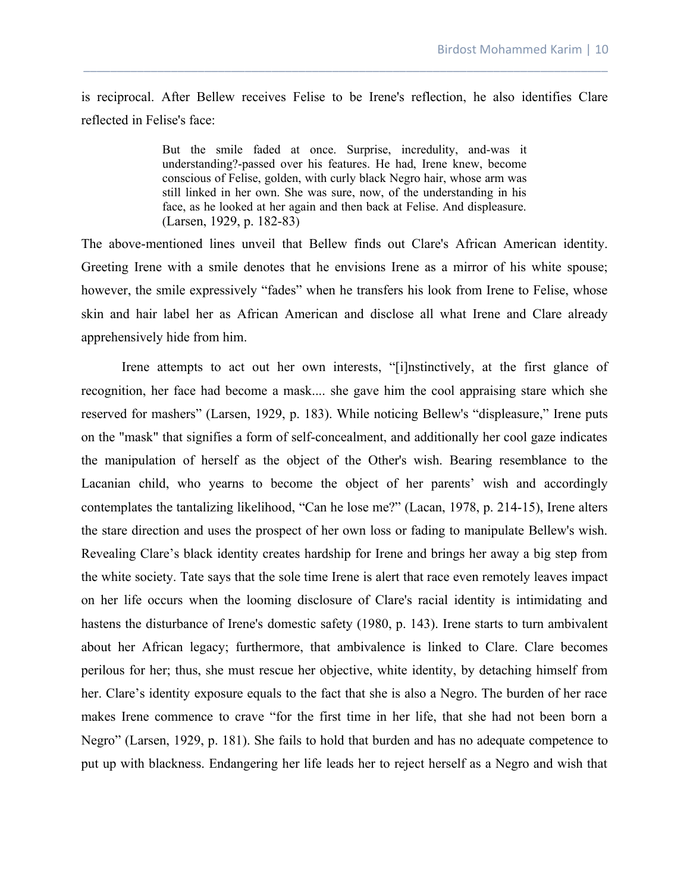is reciprocal. After Bellew receives Felise to be Irene's reflection, he also identifies Clare reflected in Felise's face:

> But the smile faded at once. Surprise, incredulity, and-was it understanding?-passed over his features. He had, Irene knew, become conscious of Felise, golden, with curly black Negro hair, whose arm was still linked in her own. She was sure, now, of the understanding in his face, as he looked at her again and then back at Felise. And displeasure. (Larsen, 1929, p. 182-83)

The above-mentioned lines unveil that Bellew finds out Clare's African American identity. Greeting Irene with a smile denotes that he envisions Irene as a mirror of his white spouse; however, the smile expressively "fades" when he transfers his look from Irene to Felise, whose skin and hair label her as African American and disclose all what Irene and Clare already apprehensively hide from him.

Irene attempts to act out her own interests, "[i]nstinctively, at the first glance of recognition, her face had become a mask.... she gave him the cool appraising stare which she reserved for mashers" (Larsen, 1929, p. 183). While noticing Bellew's "displeasure," Irene puts on the "mask" that signifies a form of self-concealment, and additionally her cool gaze indicates the manipulation of herself as the object of the Other's wish. Bearing resemblance to the Lacanian child, who yearns to become the object of her parents' wish and accordingly contemplates the tantalizing likelihood, "Can he lose me?" (Lacan, 1978, p. 214-15), Irene alters the stare direction and uses the prospect of her own loss or fading to manipulate Bellew's wish. Revealing Clare's black identity creates hardship for Irene and brings her away a big step from the white society. Tate says that the sole time Irene is alert that race even remotely leaves impact on her life occurs when the looming disclosure of Clare's racial identity is intimidating and hastens the disturbance of Irene's domestic safety (1980, p. 143). Irene starts to turn ambivalent about her African legacy; furthermore, that ambivalence is linked to Clare. Clare becomes perilous for her; thus, she must rescue her objective, white identity, by detaching himself from her. Clare's identity exposure equals to the fact that she is also a Negro. The burden of her race makes Irene commence to crave "for the first time in her life, that she had not been born a Negro" (Larsen, 1929, p. 181). She fails to hold that burden and has no adequate competence to put up with blackness. Endangering her life leads her to reject herself as a Negro and wish that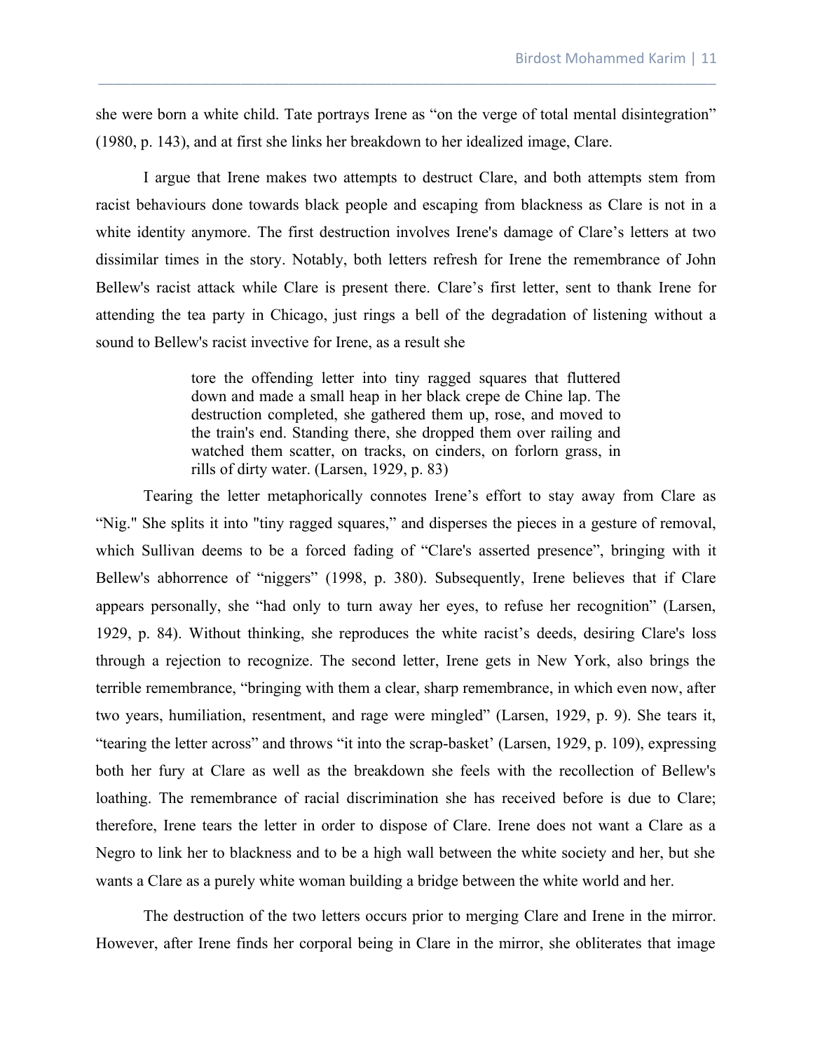she were born a white child. Tate portrays Irene as "on the verge of total mental disintegration" (1980, p. 143), and at first she links her breakdown to her idealized image, Clare.

I argue that Irene makes two attempts to destruct Clare, and both attempts stem from racist behaviours done towards black people and escaping from blackness as Clare is not in a white identity anymore. The first destruction involves Irene's damage of Clare's letters at two dissimilar times in the story. Notably, both letters refresh for Irene the remembrance of John Bellew's racist attack while Clare is present there. Clare's first letter, sent to thank Irene for attending the tea party in Chicago, just rings a bell of the degradation of listening without a sound to Bellew's racist invective for Irene, as a result she

> tore the offending letter into tiny ragged squares that fluttered down and made a small heap in her black crepe de Chine lap. The destruction completed, she gathered them up, rose, and moved to the train's end. Standing there, she dropped them over railing and watched them scatter, on tracks, on cinders, on forlorn grass, in rills of dirty water. (Larsen, 1929, p. 83)

Tearing the letter metaphorically connotes Irene's effort to stay away from Clare as "Nig." She splits it into "tiny ragged squares," and disperses the pieces in a gesture of removal, which Sullivan deems to be a forced fading of "Clare's asserted presence", bringing with it Bellew's abhorrence of "niggers" (1998, p. 380). Subsequently, Irene believes that if Clare appears personally, she "had only to turn away her eyes, to refuse her recognition" (Larsen, 1929, p. 84). Without thinking, she reproduces the white racist's deeds, desiring Clare's loss through a rejection to recognize. The second letter, Irene gets in New York, also brings the terrible remembrance, "bringing with them a clear, sharp remembrance, in which even now, after two years, humiliation, resentment, and rage were mingled" (Larsen, 1929, p. 9). She tears it, "tearing the letter across" and throws "it into the scrap-basket' (Larsen, 1929, p. 109), expressing both her fury at Clare as well as the breakdown she feels with the recollection of Bellew's loathing. The remembrance of racial discrimination she has received before is due to Clare; therefore, Irene tears the letter in order to dispose of Clare. Irene does not want a Clare as a Negro to link her to blackness and to be a high wall between the white society and her, but she wants a Clare as a purely white woman building a bridge between the white world and her.

The destruction of the two letters occurs prior to merging Clare and Irene in the mirror. However, after Irene finds her corporal being in Clare in the mirror, she obliterates that image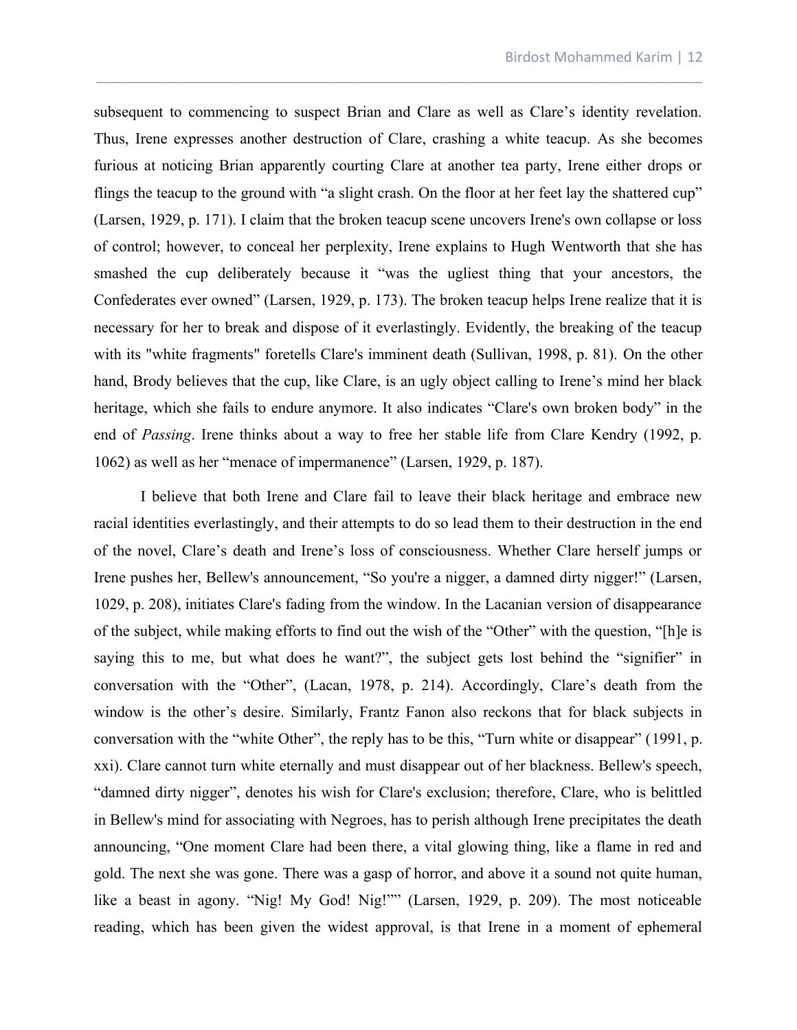subsequent to commencing to suspect Brian and Clare as well as Clare's identity revelation. Thus, Irene expresses another destruction of Clare, crashing a white teacup. As she becomes furious at noticing Brian apparently courting Clare at another tea party, Irene either drops or flings the teacup to the ground with "a slight crash. On the floor at her feet lay the shattered cup" (Larsen, 1929, p. 171). I claim that the broken teacup scene uncovers Irene's own collapse or loss of control; however, to conceal her perplexity, Irene explains to Hugh Wentworth that she has smashed the cup deliberately because it "was the ugliest thing that your ancestors, the Confederates ever owned" (Larsen, 1929, p. 173). The broken teacup helps Irene realize that it is necessary for her to break and dispose of it everlastingly. Evidently, the breaking of the teacup with its "white fragments" foretells Clare's imminent death (Sullivan, 1998, p. 81). On the other hand, Brody believes that the cup, like Clare, is an ugly object calling to Irene's mind her black heritage, which she fails to endure anymore. It also indicates "Clare's own broken body" in the end of *Passing*. Irene thinks about a way to free her stable life from Clare Kendry (1992, p. 1062) as well as her "menace of impermanence" (Larsen, 1929, p. 187).

I believe that both Irene and Clare fail to leave their black heritage and embrace new racial identities everlastingly, and their attempts to do so lead them to their destruction in the end of the novel, Clare's death and Irene's loss of consciousness. Whether Clare herself jumps or Irene pushes her, Bellew's announcement, "So you're a nigger, a damned dirty nigger!" (Larsen, 1029, p. 208), initiates Clare's fading from the window. In the Lacanian version of disappearance of the subject, while making efforts to find out the wish of the "Other" with the question, "[h]e is saying this to me, but what does he want?", the subject gets lost behind the "signifier" in conversation with the "Other", (Lacan, 1978, p. 214). Accordingly, Clare's death from the window is the other's desire. Similarly, Frantz Fanon also reckons that for black subjects in conversation with the "white Other", the reply has to be this, "Turn white or disappear" (1991, p. xxi). Clare cannot turn white eternally and must disappear out of her blackness. Bellew's speech, "damned dirty nigger", denotes his wish for Clare's exclusion; therefore, Clare, who is belittled in Bellew's mind for associating with Negroes, has to perish although Irene precipitates the death announcing, "One moment Clare had been there, a vital glowing thing, like a flame in red and gold. The next she was gone. There was a gasp of horror, and above it a sound not quite human, like a beast in agony. "Nig! My God! Nig!"" (Larsen, 1929, p. 209). The most noticeable reading, which has been given the widest approval, is that Irene in a moment of ephemeral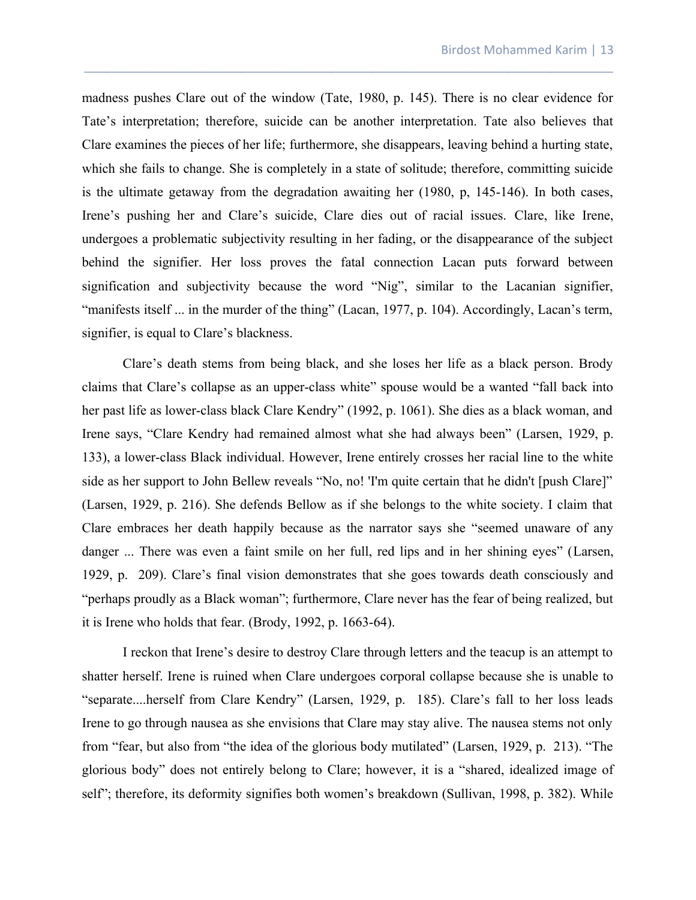madness pushes Clare out of the window (Tate, 1980, p. 145). There is no clear evidence for Tate's interpretation; therefore, suicide can be another interpretation. Tate also believes that Clare examines the pieces of her life; furthermore, she disappears, leaving behind a hurting state, which she fails to change. She is completely in a state of solitude; therefore, committing suicide is the ultimate getaway from the degradation awaiting her (1980, p, 145-146). In both cases, Irene's pushing her and Clare's suicide, Clare dies out of racial issues. Clare, like Irene, undergoes a problematic subjectivity resulting in her fading, or the disappearance of the subject behind the signifier. Her loss proves the fatal connection Lacan puts forward between signification and subjectivity because the word "Nig", similar to the Lacanian signifier, "manifests itself ... in the murder of the thing" (Lacan, 1977, p. 104). Accordingly, Lacan's term, signifier, is equal to Clare's blackness.

Clare's death stems from being black, and she loses her life as a black person. Brody claims that Clare's collapse as an upper-class white" spouse would be a wanted "fall back into her past life as lower-class black Clare Kendry" (1992, p. 1061). She dies as a black woman, and Irene says, "Clare Kendry had remained almost what she had always been" (Larsen, 1929, p. 133), a lower-class Black individual. However, Irene entirely crosses her racial line to the white side as her support to John Bellew reveals "No, no! 'I'm quite certain that he didn't [push Clare]" (Larsen, 1929, p. 216). She defends Bellow as if she belongs to the white society. I claim that Clare embraces her death happily because as the narrator says she "seemed unaware of any danger ... There was even a faint smile on her full, red lips and in her shining eyes" (Larsen, 1929, p. 209). Clare's final vision demonstrates that she goes towards death consciously and "perhaps proudly as a Black woman"; furthermore, Clare never has the fear of being realized, but it is Irene who holds that fear. (Brody, 1992, p. 1663-64).

I reckon that Irene's desire to destroy Clare through letters and the teacup is an attempt to shatter herself. Irene is ruined when Clare undergoes corporal collapse because she is unable to "separate....herself from Clare Kendry" (Larsen, 1929, p. 185). Clare's fall to her loss leads Irene to go through nausea as she envisions that Clare may stay alive. The nausea stems not only from "fear, but also from "the idea of the glorious body mutilated" (Larsen, 1929, p. 213). "The glorious body" does not entirely belong to Clare; however, it is a "shared, idealized image of self"; therefore, its deformity signifies both women's breakdown (Sullivan, 1998, p. 382). While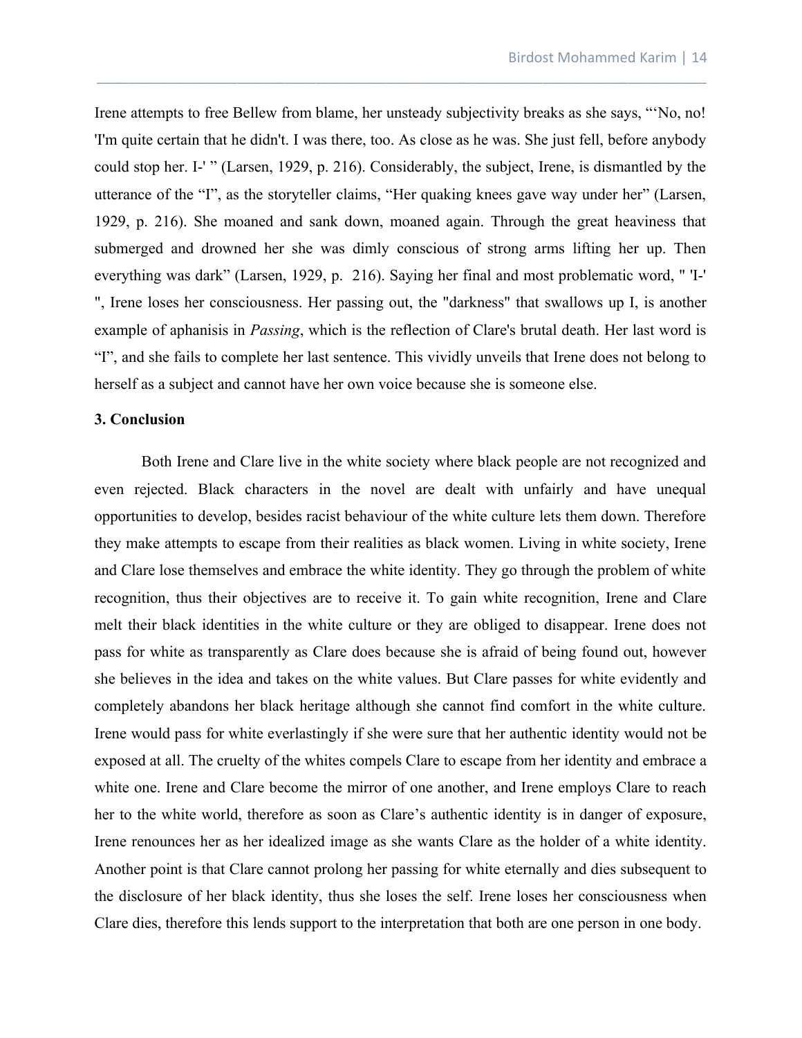Irene attempts to free Bellew from blame, her unsteady subjectivity breaks as she says, "'No, no! 'I'm quite certain that he didn't. I was there, too. As close as he was. She just fell, before anybody could stop her. I-' " (Larsen, 1929, p. 216). Considerably, the subject, Irene, is dismantled by the utterance of the "I", as the storyteller claims, "Her quaking knees gave way under her" (Larsen, 1929, p. 216). She moaned and sank down, moaned again. Through the great heaviness that submerged and drowned her she was dimly conscious of strong arms lifting her up. Then everything was dark" (Larsen, 1929, p. 216). Saying her final and most problematic word, " 'I-' ", Irene loses her consciousness. Her passing out, the "darkness" that swallows up I, is another example of aphanisis in *Passing*, which is the reflection of Clare's brutal death. Her last word is "I", and she fails to complete her last sentence. This vividly unveils that Irene does not belong to herself as a subject and cannot have her own voice because she is someone else.

**3. Conclusion**

Both Irene and Clare live in the white society where black people are not recognized and even rejected. Black characters in the novel are dealt with unfairly and have unequal opportunities to develop, besides racist behaviour of the white culture lets them down. Therefore they make attempts to escape from their realities as black women. Living in white society, Irene and Clare lose themselves and embrace the white identity. They go through the problem of white recognition, thus their objectives are to receive it. To gain white recognition, Irene and Clare melt their black identities in the white culture or they are obliged to disappear. Irene does not pass for white as transparently as Clare does because she is afraid of being found out, however she believes in the idea and takes on the white values. But Clare passes for white evidently and completely abandons her black heritage although she cannot find comfort in the white culture. Irene would pass for white everlastingly if she were sure that her authentic identity would not be exposed at all. The cruelty of the whites compels Clare to escape from her identity and embrace a white one. Irene and Clare become the mirror of one another, and Irene employs Clare to reach her to the white world, therefore as soon as Clare's authentic identity is in danger of exposure, Irene renounces her as her idealized image as she wants Clare as the holder of a white identity. Another point is that Clare cannot prolong her passing for white eternally and dies subsequent to the disclosure of her black identity, thus she loses the self. Irene loses her consciousness when Clare dies, therefore this lends support to the interpretation that both are one person in one body.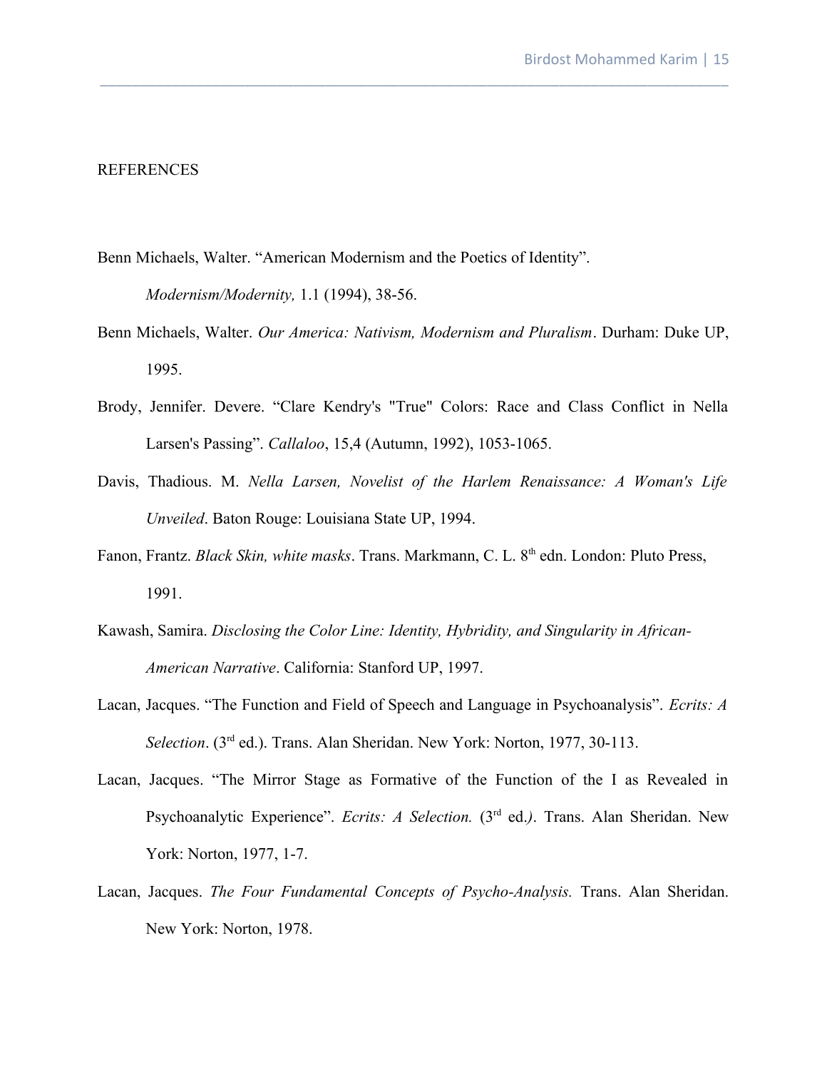REFERENCES

Benn Michaels, Walter. "American Modernism and the Poetics of Identity". *Modernism/Modernity,* 1.1 (1994), 38-56.

Benn Michaels, Walter. *Our America: Nativism, Modernism and Pluralism*. Durham: Duke UP, 1995.

Brody, Jennifer. Devere. "Clare Kendry's "True" Colors: Race and Class Conflict in Nella Larsen's Passing". *Callaloo*, 15,4 (Autumn, 1992), 1053-1065.

Davis, Thadious. M. *Nella Larsen, Novelist of the Harlem Renaissance: A Woman's Life Unveiled*. Baton Rouge: Louisiana State UP, 1994.

Fanon, Frantz. *Black Skin, white masks*. Trans. Markmann, C. L. 8th edn. London: Pluto Press, 1991.

Kawash, Samira. *Disclosing the Color Line: Identity, Hybridity, and Singularity in African-American Narrative*. California: Stanford UP, 1997.

Lacan, Jacques. "The Function and Field of Speech and Language in Psychoanalysis". *Ecrits: A Selection*. (3rd ed.). Trans. Alan Sheridan. New York: Norton, 1977, 30-113.

Lacan, Jacques. "The Mirror Stage as Formative of the Function of the I as Revealed in Psychoanalytic Experience". *Ecrits: A Selection.* (3rd ed.). Trans. Alan Sheridan. New York: Norton, 1977, 1-7.

Lacan, Jacques. *The Four Fundamental Concepts of Psycho-Analysis.* Trans. Alan Sheridan. New York: Norton, 1978.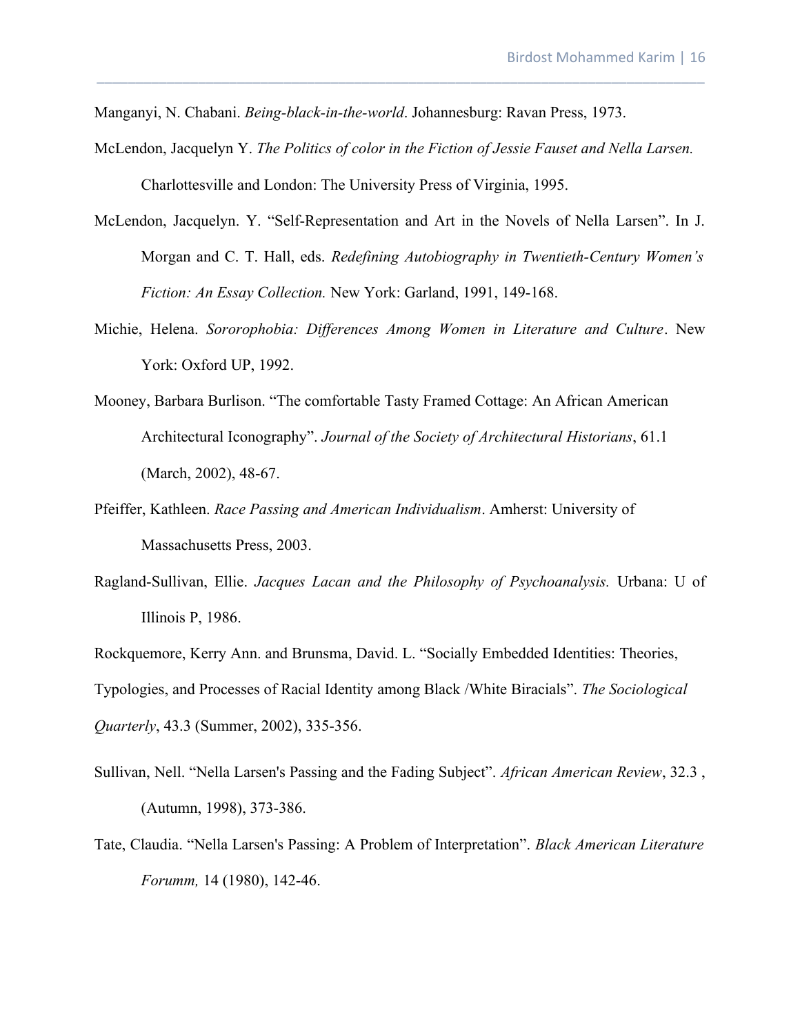Manganyi, N. Chabani. *Being-black-in-the-world*. Johannesburg: Ravan Press, 1973.

McLendon, Jacquelyn Y. *The Politics of color in the Fiction of Jessie Fauset and Nella Larsen.* Charlottesville and London: The University Press of Virginia, 1995.

McLendon, Jacquelyn. Y. "Self-Representation and Art in the Novels of Nella Larsen". In J. Morgan and C. T. Hall, eds. *Redefining Autobiography in Twentieth-Century Women's Fiction: An Essay Collection.* New York: Garland, 1991, 149-168.

Michie, Helena. *Sororophobia: Differences Among Women in Literature and Culture*. New York: Oxford UP, 1992.

Mooney, Barbara Burlison. "The comfortable Tasty Framed Cottage: An African American Architectural Iconography". *Journal of the Society of Architectural Historians*, 61.1 (March, 2002), 48-67.

Pfeiffer, Kathleen. *Race Passing and American Individualism*. Amherst: University of Massachusetts Press, 2003.

Ragland-Sullivan, Ellie. *Jacques Lacan and the Philosophy of Psychoanalysis.* Urbana: U of Illinois P, 1986.

Rockquemore, Kerry Ann. and Brunsma, David. L. "Socially Embedded Identities: Theories, Typologies, and Processes of Racial Identity among Black /White Biracials". *The Sociological Quarterly*, 43.3 (Summer, 2002), 335-356.

Sullivan, Nell. "Nella Larsen's Passing and the Fading Subject". *African American Review*, 32.3 , (Autumn, 1998), 373-386.

Tate, Claudia. "Nella Larsen's Passing: A Problem of Interpretation". *Black American Literature Forumm,* 14 (1980), 142-46.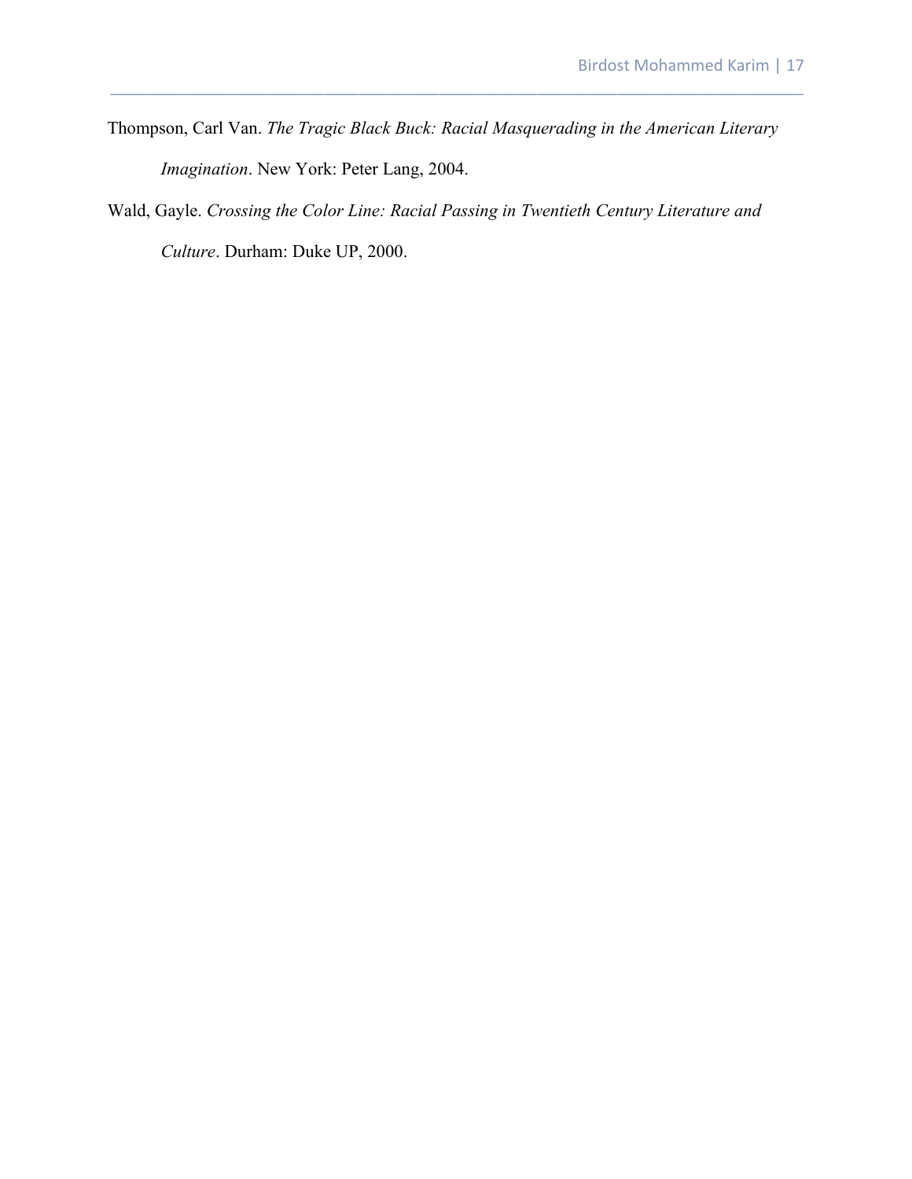Thompson, Carl Van. *The Tragic Black Buck: Racial Masquerading in the American Literary Imagination*. New York: Peter Lang, 2004.

Wald, Gayle. *Crossing the Color Line: Racial Passing in Twentieth Century Literature and Culture*. Durham: Duke UP, 2000.